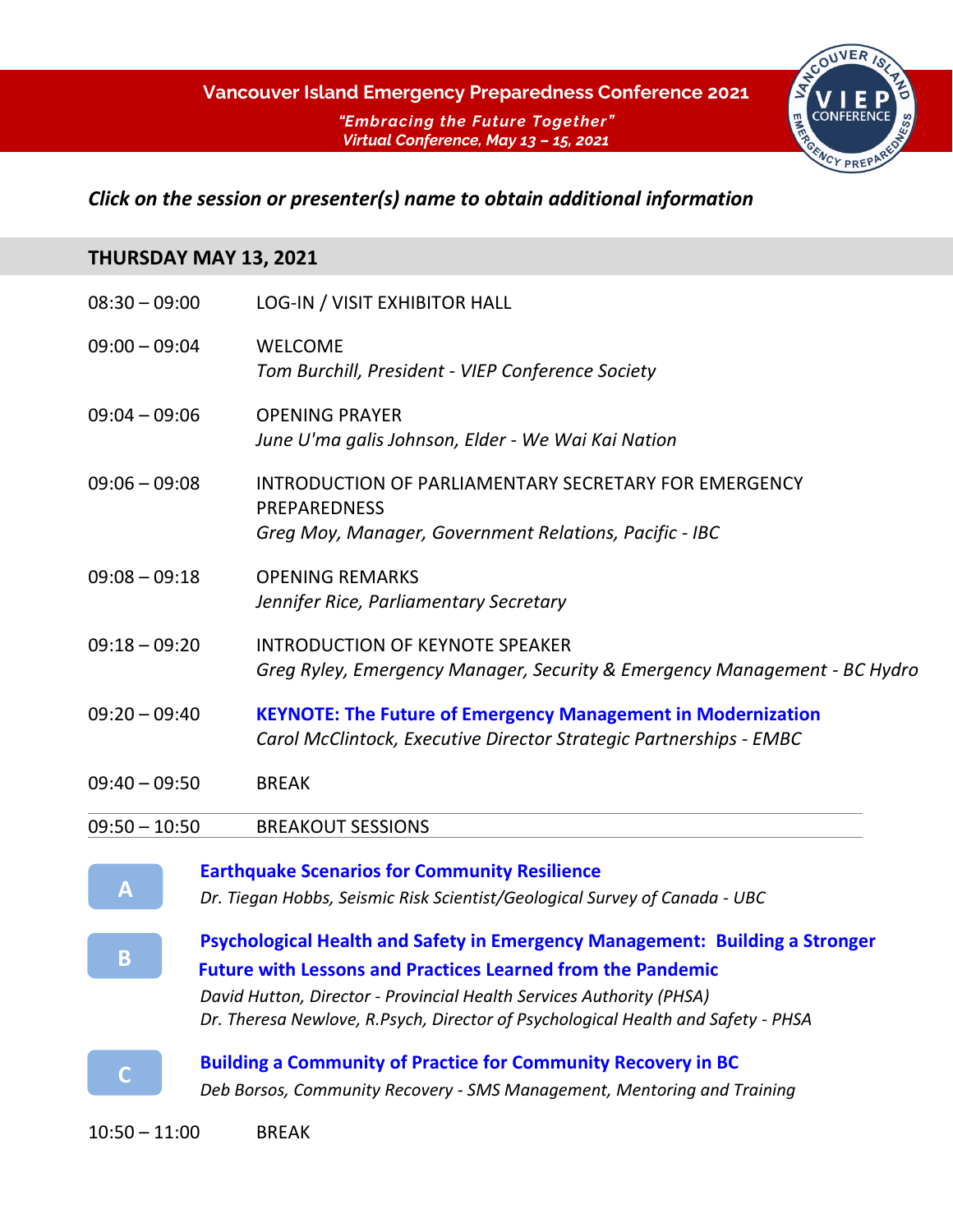# Vancouver Island Emergency Preparedness Conference 2021

***"Embracing the Future Together"***
***Virtual Conference, May 13 – 15, 2021***

***Click on the session or presenter(s) name to obtain additional information***

## THURSDAY MAY 13, 2021

| Time | Session |
|---|---|
| 08:30 – 09:00 | LOG-IN / VISIT EXHIBITOR HALL |
| 09:00 – 09:04 | WELCOME<br>*Tom Burchill, President - VIEP Conference Society* |
| 09:04 – 09:06 | OPENING PRAYER<br>*June U'ma galis Johnson, Elder - We Wai Kai Nation* |
| 09:06 – 09:08 | INTRODUCTION OF PARLIAMENTARY SECRETARY FOR EMERGENCY PREPAREDNESS<br>*Greg Moy, Manager, Government Relations, Pacific - IBC* |
| 09:08 – 09:18 | OPENING REMARKS<br>*Jennifer Rice, Parliamentary Secretary* |
| 09:18 – 09:20 | INTRODUCTION OF KEYNOTE SPEAKER<br>*Greg Ryley, Emergency Manager, Security & Emergency Management - BC Hydro* |
| 09:20 – 09:40 | **KEYNOTE: The Future of Emergency Management in Modernization**<br>*Carol McClintock, Executive Director Strategic Partnerships - EMBC* |
| 09:40 – 09:50 | BREAK |
| 09:50 – 10:50 | BREAKOUT SESSIONS |

**A** — **Earthquake Scenarios for Community Resilience**
*Dr. Tiegan Hobbs, Seismic Risk Scientist/Geological Survey of Canada - UBC*

**B** — **Psychological Health and Safety in Emergency Management: Building a Stronger Future with Lessons and Practices Learned from the Pandemic**
*David Hutton, Director - Provincial Health Services Authority (PHSA)*
*Dr. Theresa Newlove, R.Psych, Director of Psychological Health and Safety - PHSA*

**C** — **Building a Community of Practice for Community Recovery in BC**
*Deb Borsos, Community Recovery - SMS Management, Mentoring and Training*

| Time | Session |
|---|---|
| 10:50 – 11:00 | BREAK |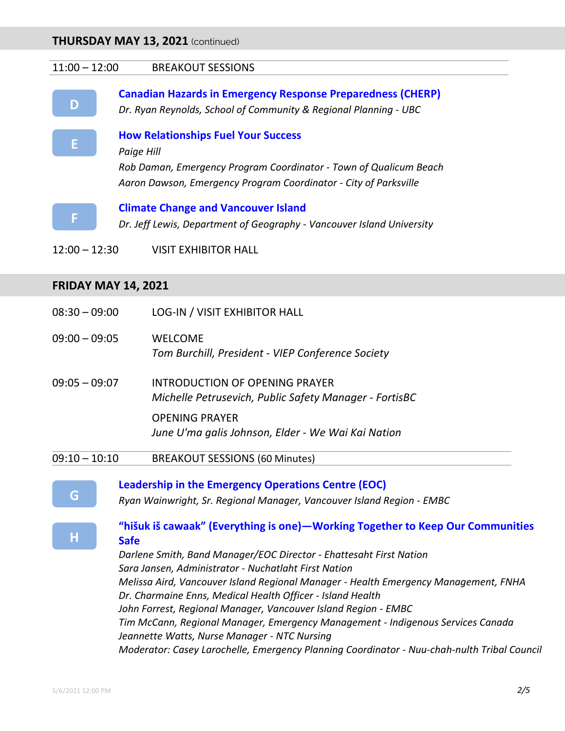## THURSDAY MAY 13, 2021 (continued)

11:00 – 12:00 BREAKOUT SESSIONS

**D** **Canadian Hazards in Emergency Response Preparedness (CHERP)**
*Dr. Ryan Reynolds, School of Community & Regional Planning - UBC*

**E** **How Relationships Fuel Your Success**
*Paige Hill*
*Rob Daman, Emergency Program Coordinator - Town of Qualicum Beach*
*Aaron Dawson, Emergency Program Coordinator - City of Parksville*

**F** **Climate Change and Vancouver Island**
*Dr. Jeff Lewis, Department of Geography - Vancouver Island University*

12:00 – 12:30 VISIT EXHIBITOR HALL

## FRIDAY MAY 14, 2021

08:30 – 09:00 LOG-IN / VISIT EXHIBITOR HALL

09:00 – 09:05 WELCOME
*Tom Burchill, President - VIEP Conference Society*

09:05 – 09:07 INTRODUCTION OF OPENING PRAYER
*Michelle Petrusevich, Public Safety Manager - FortisBC*

OPENING PRAYER
*June U'ma galis Johnson, Elder - We Wai Kai Nation*

09:10 – 10:10 BREAKOUT SESSIONS (60 Minutes)

**G** **Leadership in the Emergency Operations Centre (EOC)**
*Ryan Wainwright, Sr. Regional Manager, Vancouver Island Region - EMBC*

**H** **"hišuk iš cawaak" (Everything is one)—Working Together to Keep Our Communities Safe**
*Darlene Smith, Band Manager/EOC Director - Ehattesaht First Nation*
*Sara Jansen, Administrator - Nuchatlaht First Nation*
*Melissa Aird, Vancouver Island Regional Manager - Health Emergency Management, FNHA*
*Dr. Charmaine Enns, Medical Health Officer - Island Health*
*John Forrest, Regional Manager, Vancouver Island Region - EMBC*
*Tim McCann, Regional Manager, Emergency Management - Indigenous Services Canada*
*Jeannette Watts, Nurse Manager - NTC Nursing*
*Moderator: Casey Larochelle, Emergency Planning Coordinator - Nuu-chah-nulth Tribal Council*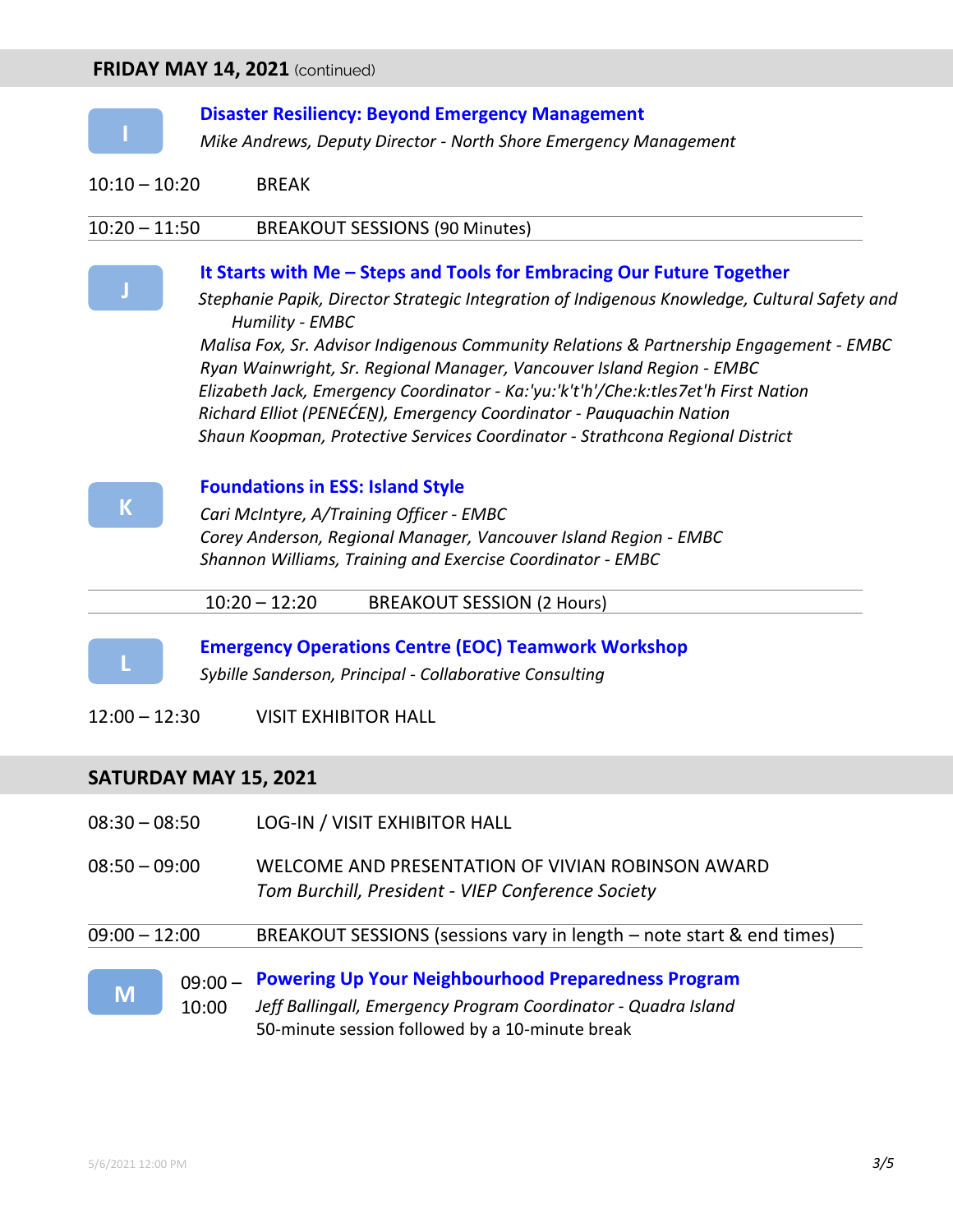## FRIDAY MAY 14, 2021 (continued)

**I** — **Disaster Resiliency: Beyond Emergency Management**
*Mike Andrews, Deputy Director - North Shore Emergency Management*

10:10 – 10:20 BREAK

10:20 – 11:50 BREAKOUT SESSIONS (90 Minutes)

**J** — **It Starts with Me – Steps and Tools for Embracing Our Future Together**
*Stephanie Papik, Director Strategic Integration of Indigenous Knowledge, Cultural Safety and Humility - EMBC*
*Malisa Fox, Sr. Advisor Indigenous Community Relations & Partnership Engagement - EMBC*
*Ryan Wainwright, Sr. Regional Manager, Vancouver Island Region - EMBC*
*Elizabeth Jack, Emergency Coordinator - Ka:'yu:'k't'h'/Che:k:tles7et'h First Nation*
*Richard Elliot (PENEĆEṈ), Emergency Coordinator - Pauquachin Nation*
*Shaun Koopman, Protective Services Coordinator - Strathcona Regional District*

**K** — **Foundations in ESS: Island Style**
*Cari McIntyre, A/Training Officer - EMBC*
*Corey Anderson, Regional Manager, Vancouver Island Region - EMBC*
*Shannon Williams, Training and Exercise Coordinator - EMBC*

10:20 – 12:20 BREAKOUT SESSION (2 Hours)

**L** — **Emergency Operations Centre (EOC) Teamwork Workshop**
*Sybille Sanderson, Principal - Collaborative Consulting*

12:00 – 12:30 VISIT EXHIBITOR HALL

## SATURDAY MAY 15, 2021

08:30 – 08:50 LOG-IN / VISIT EXHIBITOR HALL

08:50 – 09:00 WELCOME AND PRESENTATION OF VIVIAN ROBINSON AWARD
*Tom Burchill, President - VIEP Conference Society*

09:00 – 12:00 BREAKOUT SESSIONS (sessions vary in length – note start & end times)

**M** — 09:00 – 10:00 **Powering Up Your Neighbourhood Preparedness Program**
*Jeff Ballingall, Emergency Program Coordinator - Quadra Island*
50-minute session followed by a 10-minute break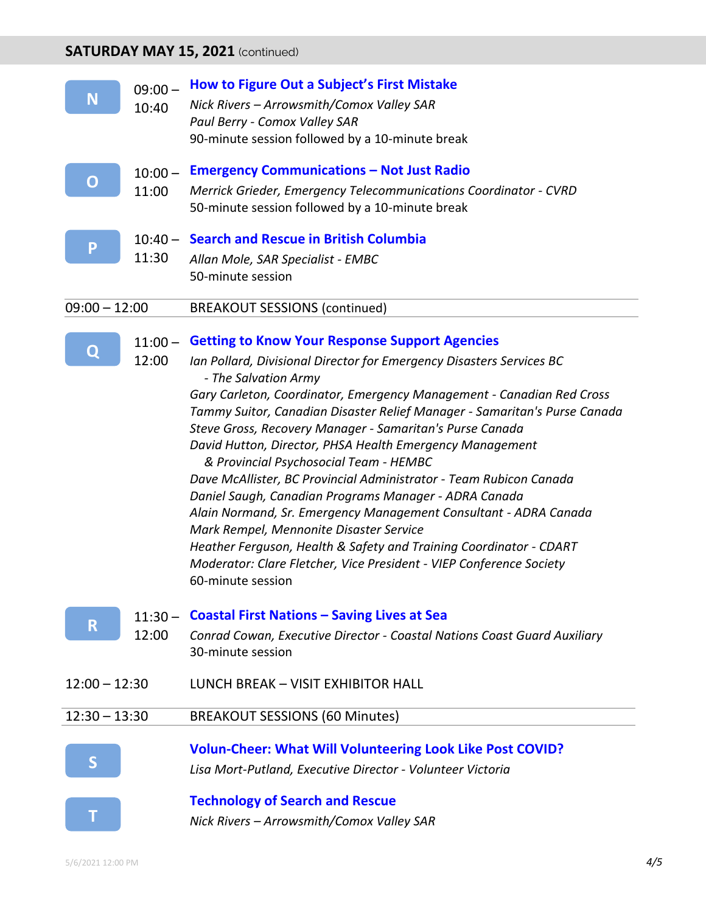## SATURDAY MAY 15, 2021 (continued)

**N** 09:00 – 10:40 **How to Figure Out a Subject's First Mistake**
*Nick Rivers – Arrowsmith/Comox Valley SAR*
*Paul Berry - Comox Valley SAR*
90-minute session followed by a 10-minute break

**O** 10:00 – 11:00 **Emergency Communications – Not Just Radio**
*Merrick Grieder, Emergency Telecommunications Coordinator - CVRD*
50-minute session followed by a 10-minute break

**P** 10:40 – 11:30 **Search and Rescue in British Columbia**
*Allan Mole, SAR Specialist - EMBC*
50-minute session

09:00 – 12:00 BREAKOUT SESSIONS (continued)

**Q** 11:00 – 12:00 **Getting to Know Your Response Support Agencies**
*Ian Pollard, Divisional Director for Emergency Disasters Services BC - The Salvation Army*
*Gary Carleton, Coordinator, Emergency Management - Canadian Red Cross*
*Tammy Suitor, Canadian Disaster Relief Manager - Samaritan's Purse Canada*
*Steve Gross, Recovery Manager - Samaritan's Purse Canada*
*David Hutton, Director, PHSA Health Emergency Management & Provincial Psychosocial Team - HEMBC*
*Dave McAllister, BC Provincial Administrator - Team Rubicon Canada*
*Daniel Saugh, Canadian Programs Manager - ADRA Canada*
*Alain Normand, Sr. Emergency Management Consultant - ADRA Canada*
*Mark Rempel, Mennonite Disaster Service*
*Heather Ferguson, Health & Safety and Training Coordinator - CDART*
*Moderator: Clare Fletcher, Vice President - VIEP Conference Society*
60-minute session

**R** 11:30 – 12:00 **Coastal First Nations – Saving Lives at Sea**
*Conrad Cowan, Executive Director - Coastal Nations Coast Guard Auxiliary*
30-minute session

12:00 – 12:30 LUNCH BREAK – VISIT EXHIBITOR HALL

12:30 – 13:30 BREAKOUT SESSIONS (60 Minutes)

**S** **Volun-Cheer: What Will Volunteering Look Like Post COVID?**
*Lisa Mort-Putland, Executive Director - Volunteer Victoria*

**T** **Technology of Search and Rescue**
*Nick Rivers – Arrowsmith/Comox Valley SAR*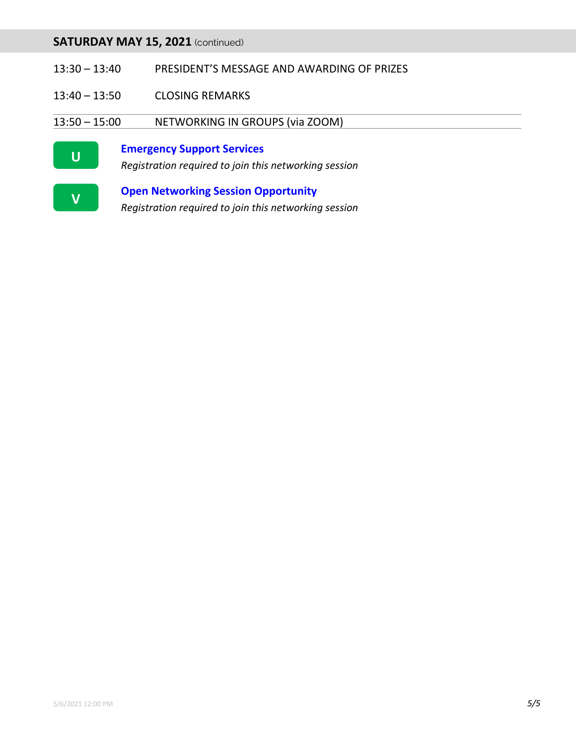## SATURDAY MAY 15, 2021 (continued)

13:30 – 13:40 PRESIDENT'S MESSAGE AND AWARDING OF PRIZES

13:40 – 13:50 CLOSING REMARKS

13:50 – 15:00 NETWORKING IN GROUPS (via ZOOM)

**U** **Emergency Support Services**
*Registration required to join this networking session*

**V** **Open Networking Session Opportunity**
*Registration required to join this networking session*

5/6/2021 12:00 PM